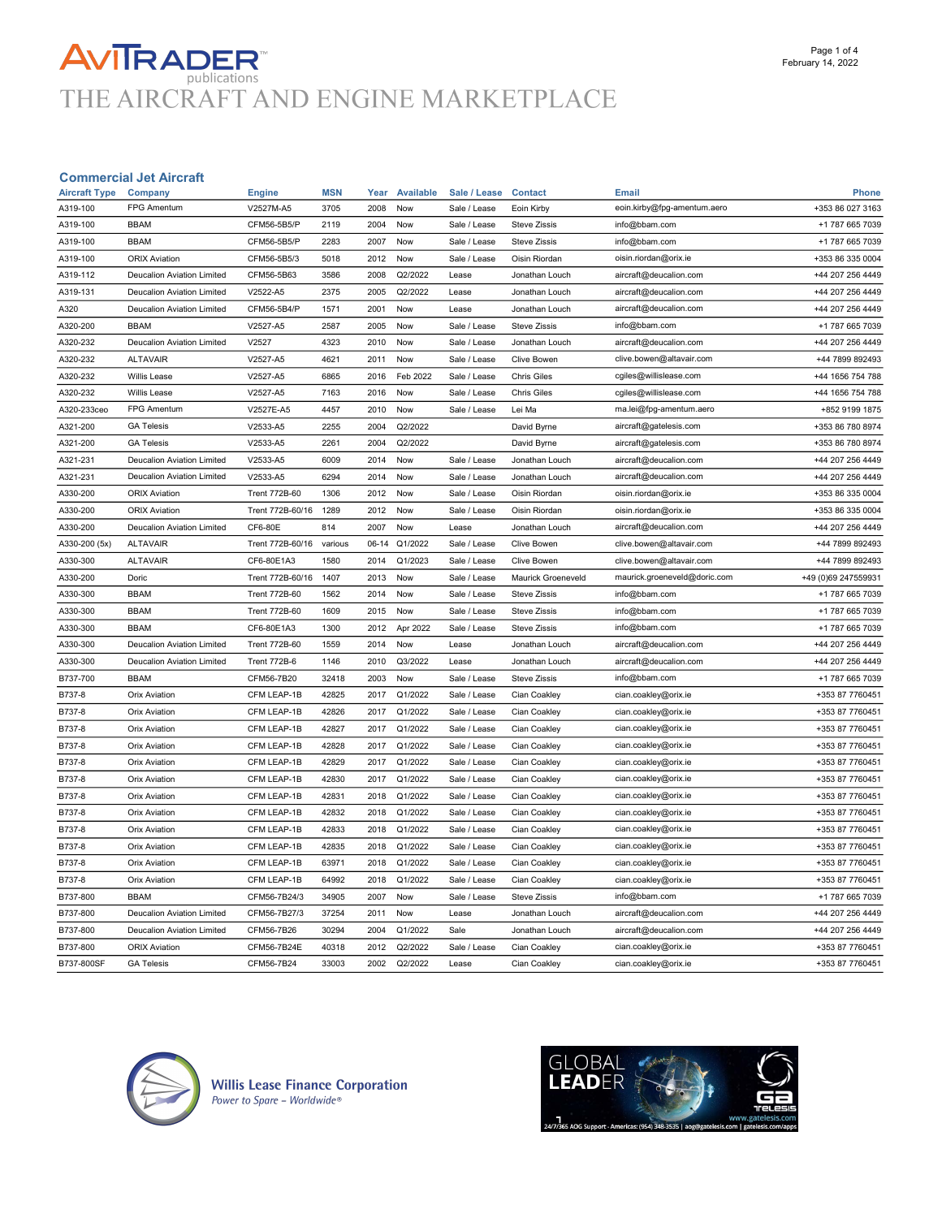# AVITRADER publications

## THE AIRCRAFT AND ENGINE MARKETPLACE

### Commercial Jet Aircraft

| Aircraft Type | Company | Engine | MSN | Year | Available | Sale / Lease | Contact | Email | Phone |
|---|---|---|---|---|---|---|---|---|---|
| A319-100 | FPG Amentum | V2527M-A5 | 3705 | 2008 | Now | Sale / Lease | Eoin Kirby | eoin.kirby@fpg-amentum.aero | +353 86 027 3163 |
| A319-100 | BBAM | CFM56-5B5/P | 2119 | 2004 | Now | Sale / Lease | Steve Zissis | info@bbam.com | +1 787 665 7039 |
| A319-100 | BBAM | CFM56-5B5/P | 2283 | 2007 | Now | Sale / Lease | Steve Zissis | info@bbam.com | +1 787 665 7039 |
| A319-100 | ORIX Aviation | CFM56-5B5/3 | 5018 | 2012 | Now | Sale / Lease | Oisin Riordan | oisin.riordan@orix.ie | +353 86 335 0004 |
| A319-112 | Deucalion Aviation Limited | CFM56-5B63 | 3586 | 2008 | Q2/2022 | Lease | Jonathan Louch | aircraft@deucalion.com | +44 207 256 4449 |
| A319-131 | Deucalion Aviation Limited | V2522-A5 | 2375 | 2005 | Q2/2022 | Lease | Jonathan Louch | aircraft@deucalion.com | +44 207 256 4449 |
| A320 | Deucalion Aviation Limited | CFM56-5B4/P | 1571 | 2001 | Now | Lease | Jonathan Louch | aircraft@deucalion.com | +44 207 256 4449 |
| A320-200 | BBAM | V2527-A5 | 2587 | 2005 | Now | Sale / Lease | Steve Zissis | info@bbam.com | +1 787 665 7039 |
| A320-232 | Deucalion Aviation Limited | V2527 | 4323 | 2010 | Now | Sale / Lease | Jonathan Louch | aircraft@deucalion.com | +44 207 256 4449 |
| A320-232 | ALTAVAIR | V2527-A5 | 4621 | 2011 | Now | Sale / Lease | Clive Bowen | clive.bowen@altavair.com | +44 7899 892493 |
| A320-232 | Willis Lease | V2527-A5 | 6865 | 2016 | Feb 2022 | Sale / Lease | Chris Giles | cgiles@willislease.com | +44 1656 754 788 |
| A320-232 | Willis Lease | V2527-A5 | 7163 | 2016 | Now | Sale / Lease | Chris Giles | cgiles@willislease.com | +44 1656 754 788 |
| A320-233ceo | FPG Amentum | V2527E-A5 | 4457 | 2010 | Now | Sale / Lease | Lei Ma | ma.lei@fpg-amentum.aero | +852 9199 1875 |
| A321-200 | GA Telesis | V2533-A5 | 2255 | 2004 | Q2/2022 | | David Byrne | aircraft@gatelesis.com | +353 86 780 8974 |
| A321-200 | GA Telesis | V2533-A5 | 2261 | 2004 | Q2/2022 | | David Byrne | aircraft@gatelesis.com | +353 86 780 8974 |
| A321-231 | Deucalion Aviation Limited | V2533-A5 | 6009 | 2014 | Now | Sale / Lease | Jonathan Louch | aircraft@deucalion.com | +44 207 256 4449 |
| A321-231 | Deucalion Aviation Limited | V2533-A5 | 6294 | 2014 | Now | Sale / Lease | Jonathan Louch | aircraft@deucalion.com | +44 207 256 4449 |
| A330-200 | ORIX Aviation | Trent 772B-60 | 1306 | 2012 | Now | Sale / Lease | Oisin Riordan | oisin.riordan@orix.ie | +353 86 335 0004 |
| A330-200 | ORIX Aviation | Trent 772B-60/16 | 1289 | 2012 | Now | Sale / Lease | Oisin Riordan | oisin.riordan@orix.ie | +353 86 335 0004 |
| A330-200 | Deucalion Aviation Limited | CF6-80E | 814 | 2007 | Now | Lease | Jonathan Louch | aircraft@deucalion.com | +44 207 256 4449 |
| A330-200 (5x) | ALTAVAIR | Trent 772B-60/16 | various | 06-14 | Q1/2022 | Sale / Lease | Clive Bowen | clive.bowen@altavair.com | +44 7899 892493 |
| A330-300 | ALTAVAIR | CF6-80E1A3 | 1580 | 2014 | Q1/2023 | Sale / Lease | Clive Bowen | clive.bowen@altavair.com | +44 7899 892493 |
| A330-200 | Doric | Trent 772B-60/16 | 1407 | 2013 | Now | Sale / Lease | Maurick Groeneveld | maurick.groeneveld@doric.com | +49 (0)69 247559931 |
| A330-300 | BBAM | Trent 772B-60 | 1562 | 2014 | Now | Sale / Lease | Steve Zissis | info@bbam.com | +1 787 665 7039 |
| A330-300 | BBAM | Trent 772B-60 | 1609 | 2015 | Now | Sale / Lease | Steve Zissis | info@bbam.com | +1 787 665 7039 |
| A330-300 | BBAM | CF6-80E1A3 | 1300 | 2012 | Apr 2022 | Sale / Lease | Steve Zissis | info@bbam.com | +1 787 665 7039 |
| A330-300 | Deucalion Aviation Limited | Trent 772B-60 | 1559 | 2014 | Now | Lease | Jonathan Louch | aircraft@deucalion.com | +44 207 256 4449 |
| A330-300 | Deucalion Aviation Limited | Trent 772B-6 | 1146 | 2010 | Q3/2022 | Lease | Jonathan Louch | aircraft@deucalion.com | +44 207 256 4449 |
| B737-700 | BBAM | CFM56-7B20 | 32418 | 2003 | Now | Sale / Lease | Steve Zissis | info@bbam.com | +1 787 665 7039 |
| B737-8 | Orix Aviation | CFM LEAP-1B | 42825 | 2017 | Q1/2022 | Sale / Lease | Cian Coakley | cian.coakley@orix.ie | +353 87 7760451 |
| B737-8 | Orix Aviation | CFM LEAP-1B | 42826 | 2017 | Q1/2022 | Sale / Lease | Cian Coakley | cian.coakley@orix.ie | +353 87 7760451 |
| B737-8 | Orix Aviation | CFM LEAP-1B | 42827 | 2017 | Q1/2022 | Sale / Lease | Cian Coakley | cian.coakley@orix.ie | +353 87 7760451 |
| B737-8 | Orix Aviation | CFM LEAP-1B | 42828 | 2017 | Q1/2022 | Sale / Lease | Cian Coakley | cian.coakley@orix.ie | +353 87 7760451 |
| B737-8 | Orix Aviation | CFM LEAP-1B | 42829 | 2017 | Q1/2022 | Sale / Lease | Cian Coakley | cian.coakley@orix.ie | +353 87 7760451 |
| B737-8 | Orix Aviation | CFM LEAP-1B | 42830 | 2017 | Q1/2022 | Sale / Lease | Cian Coakley | cian.coakley@orix.ie | +353 87 7760451 |
| B737-8 | Orix Aviation | CFM LEAP-1B | 42831 | 2018 | Q1/2022 | Sale / Lease | Cian Coakley | cian.coakley@orix.ie | +353 87 7760451 |
| B737-8 | Orix Aviation | CFM LEAP-1B | 42832 | 2018 | Q1/2022 | Sale / Lease | Cian Coakley | cian.coakley@orix.ie | +353 87 7760451 |
| B737-8 | Orix Aviation | CFM LEAP-1B | 42833 | 2018 | Q1/2022 | Sale / Lease | Cian Coakley | cian.coakley@orix.ie | +353 87 7760451 |
| B737-8 | Orix Aviation | CFM LEAP-1B | 42835 | 2018 | Q1/2022 | Sale / Lease | Cian Coakley | cian.coakley@orix.ie | +353 87 7760451 |
| B737-8 | Orix Aviation | CFM LEAP-1B | 63971 | 2018 | Q1/2022 | Sale / Lease | Cian Coakley | cian.coakley@orix.ie | +353 87 7760451 |
| B737-8 | Orix Aviation | CFM LEAP-1B | 64992 | 2018 | Q1/2022 | Sale / Lease | Cian Coakley | cian.coakley@orix.ie | +353 87 7760451 |
| B737-800 | BBAM | CFM56-7B24/3 | 34905 | 2007 | Now | Sale / Lease | Steve Zissis | info@bbam.com | +1 787 665 7039 |
| B737-800 | Deucalion Aviation Limited | CFM56-7B27/3 | 37254 | 2011 | Now | Lease | Jonathan Louch | aircraft@deucalion.com | +44 207 256 4449 |
| B737-800 | Deucalion Aviation Limited | CFM56-7B26 | 30294 | 2004 | Q1/2022 | Sale | Jonathan Louch | aircraft@deucalion.com | +44 207 256 4449 |
| B737-800 | ORIX Aviation | CFM56-7B24E | 40318 | 2012 | Q2/2022 | Sale / Lease | Cian Coakley | cian.coakley@orix.ie | +353 87 7760451 |
| B737-800SF | GA Telesis | CFM56-7B24 | 33003 | 2002 | Q2/2022 | Lease | Cian Coakley | cian.coakley@orix.ie | +353 87 7760451 |

**Willis Lease Finance Corporation**
*Power to Spare – Worldwide®*

GLOBAL LEADER — GA Telesis — www.gatelesis.com
24/7/365 AOG Support - Americas: (954) 348-3535 | aog@gatelesis.com | gatelesis.com/apps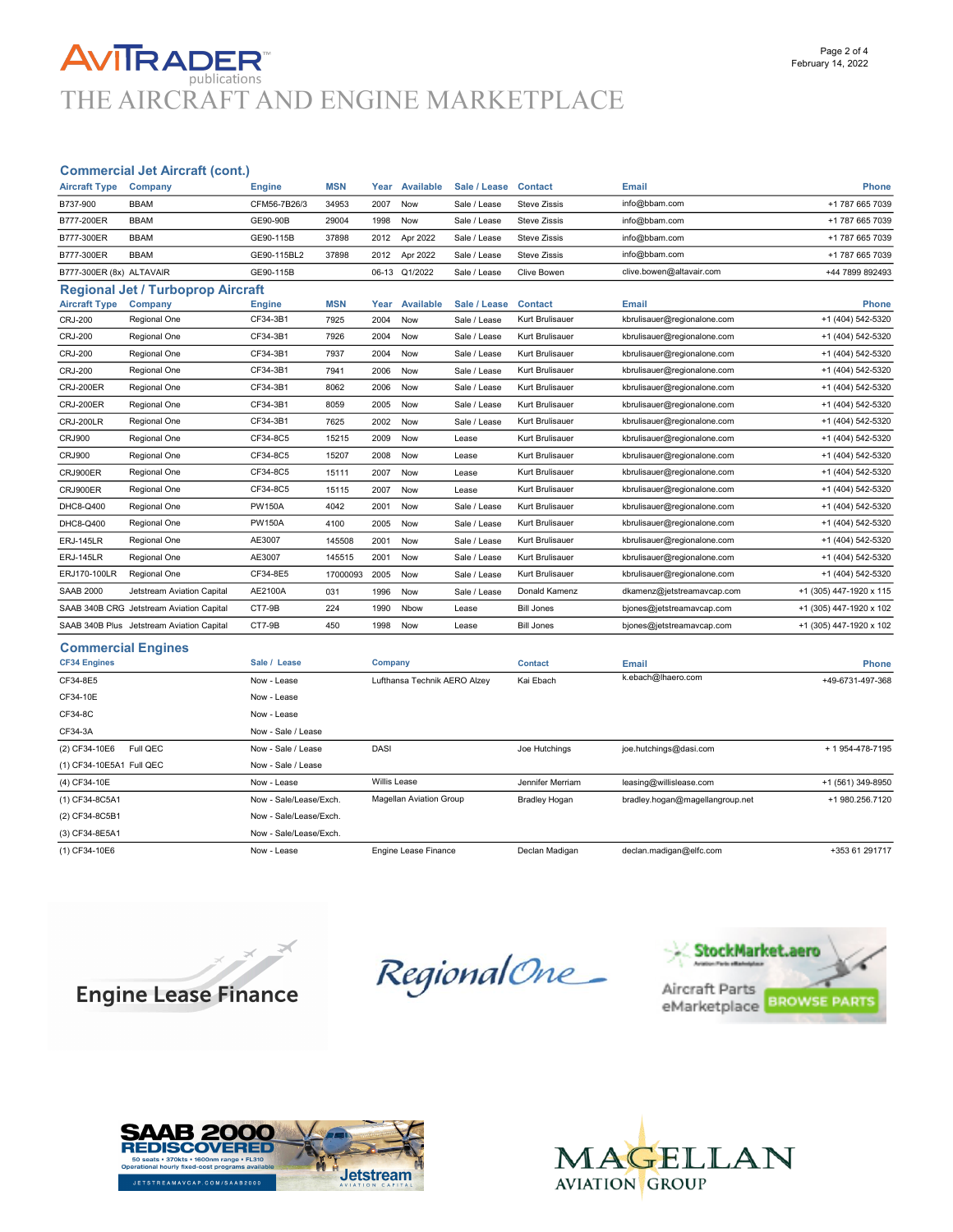## Commercial Jet Aircraft (cont.)

| Aircraft Type | Company | Engine | MSN | Year | Available | Sale / Lease | Contact | Email | Phone |
|---|---|---|---|---|---|---|---|---|---|
| B737-900 | BBAM | CFM56-7B26/3 | 34953 | 2007 | Now | Sale / Lease | Steve Zissis | info@bbam.com | +1 787 665 7039 |
| B777-200ER | BBAM | GE90-90B | 29004 | 1998 | Now | Sale / Lease | Steve Zissis | info@bbam.com | +1 787 665 7039 |
| B777-300ER | BBAM | GE90-115B | 37898 | 2012 | Apr 2022 | Sale / Lease | Steve Zissis | info@bbam.com | +1 787 665 7039 |
| B777-300ER | BBAM | GE90-115BL2 | 37898 | 2012 | Apr 2022 | Sale / Lease | Steve Zissis | info@bbam.com | +1 787 665 7039 |
| B777-300ER (8x) | ALTAVAIR | GE90-115B | | 06-13 | Q1/2022 | Sale / Lease | Clive Bowen | clive.bowen@altavair.com | +44 7899 892493 |

## Regional Jet / Turboprop Aircraft

| Aircraft Type | Company | Engine | MSN | Year | Available | Sale / Lease | Contact | Email | Phone |
|---|---|---|---|---|---|---|---|---|---|
| CRJ-200 | Regional One | CF34-3B1 | 7925 | 2004 | Now | Sale / Lease | Kurt Brulisauer | kbrulisauer@regionalone.com | +1 (404) 542-5320 |
| CRJ-200 | Regional One | CF34-3B1 | 7926 | 2004 | Now | Sale / Lease | Kurt Brulisauer | kbrulisauer@regionalone.com | +1 (404) 542-5320 |
| CRJ-200 | Regional One | CF34-3B1 | 7937 | 2004 | Now | Sale / Lease | Kurt Brulisauer | kbrulisauer@regionalone.com | +1 (404) 542-5320 |
| CRJ-200 | Regional One | CF34-3B1 | 7941 | 2006 | Now | Sale / Lease | Kurt Brulisauer | kbrulisauer@regionalone.com | +1 (404) 542-5320 |
| CRJ-200ER | Regional One | CF34-3B1 | 8062 | 2006 | Now | Sale / Lease | Kurt Brulisauer | kbrulisauer@regionalone.com | +1 (404) 542-5320 |
| CRJ-200ER | Regional One | CF34-3B1 | 8059 | 2005 | Now | Sale / Lease | Kurt Brulisauer | kbrulisauer@regionalone.com | +1 (404) 542-5320 |
| CRJ-200LR | Regional One | CF34-3B1 | 7625 | 2002 | Now | Sale / Lease | Kurt Brulisauer | kbrulisauer@regionalone.com | +1 (404) 542-5320 |
| CRJ900 | Regional One | CF34-8C5 | 15215 | 2009 | Now | Lease | Kurt Brulisauer | kbrulisauer@regionalone.com | +1 (404) 542-5320 |
| CRJ900 | Regional One | CF34-8C5 | 15207 | 2008 | Now | Lease | Kurt Brulisauer | kbrulisauer@regionalone.com | +1 (404) 542-5320 |
| CRJ900ER | Regional One | CF34-8C5 | 15111 | 2007 | Now | Lease | Kurt Brulisauer | kbrulisauer@regionalone.com | +1 (404) 542-5320 |
| CRJ900ER | Regional One | CF34-8C5 | 15115 | 2007 | Now | Lease | Kurt Brulisauer | kbrulisauer@regionalone.com | +1 (404) 542-5320 |
| DHC8-Q400 | Regional One | PW150A | 4042 | 2001 | Now | Sale / Lease | Kurt Brulisauer | kbrulisauer@regionalone.com | +1 (404) 542-5320 |
| DHC8-Q400 | Regional One | PW150A | 4100 | 2005 | Now | Sale / Lease | Kurt Brulisauer | kbrulisauer@regionalone.com | +1 (404) 542-5320 |
| ERJ-145LR | Regional One | AE3007 | 145508 | 2001 | Now | Sale / Lease | Kurt Brulisauer | kbrulisauer@regionalone.com | +1 (404) 542-5320 |
| ERJ-145LR | Regional One | AE3007 | 145515 | 2001 | Now | Sale / Lease | Kurt Brulisauer | kbrulisauer@regionalone.com | +1 (404) 542-5320 |
| ERJ170-100LR | Regional One | CF34-8E5 | 17000093 | 2005 | Now | Sale / Lease | Kurt Brulisauer | kbrulisauer@regionalone.com | +1 (404) 542-5320 |
| SAAB 2000 | Jetstream Aviation Capital | AE2100A | 031 | 1996 | Now | Sale / Lease | Donald Kamenz | dkamenz@jetstreamavcap.com | +1 (305) 447-1920 x 115 |
| SAAB 340B CRG | Jetstream Aviation Capital | CT7-9B | 224 | 1990 | Nbow | Lease | Bill Jones | bjones@jetstreamavcap.com | +1 (305) 447-1920 x 102 |
| SAAB 340B Plus | Jetstream Aviation Capital | CT7-9B | 450 | 1998 | Now | Lease | Bill Jones | bjones@jetstreamavcap.com | +1 (305) 447-1920 x 102 |

## Commercial Engines

| CF34 Engines | | Sale / Lease | Company | Contact | Email | Phone |
|---|---|---|---|---|---|---|
| CF34-8E5 | | Now - Lease | Lufthansa Technik AERO Alzey | Kai Ebach | k.ebach@lhaero.com | +49-6731-497-368 |
| CF34-10E | | Now - Lease | | | | |
| CF34-8C | | Now - Lease | | | | |
| CF34-3A | | Now - Sale / Lease | | | | |
| (2) CF34-10E6 | Full QEC | Now - Sale / Lease | DASI | Joe Hutchings | joe.hutchings@dasi.com | + 1 954-478-7195 |
| (1) CF34-10E5A1 | Full QEC | Now - Sale / Lease | | | | |
| (4) CF34-10E | | Now - Lease | Willis Lease | Jennifer Merriam | leasing@willislease.com | +1 (561) 349-8950 |
| (1) CF34-8C5A1 | | Now - Sale/Lease/Exch. | Magellan Aviation Group | Bradley Hogan | bradley.hogan@magellangroup.net | +1 980.256.7120 |
| (2) CF34-8C5B1 | | Now - Sale/Lease/Exch. | | | | |
| (3) CF34-8E5A1 | | Now - Sale/Lease/Exch. | | | | |
| (1) CF34-10E6 | | Now - Lease | Engine Lease Finance | Declan Madigan | declan.madigan@elfc.com | +353 61 291717 |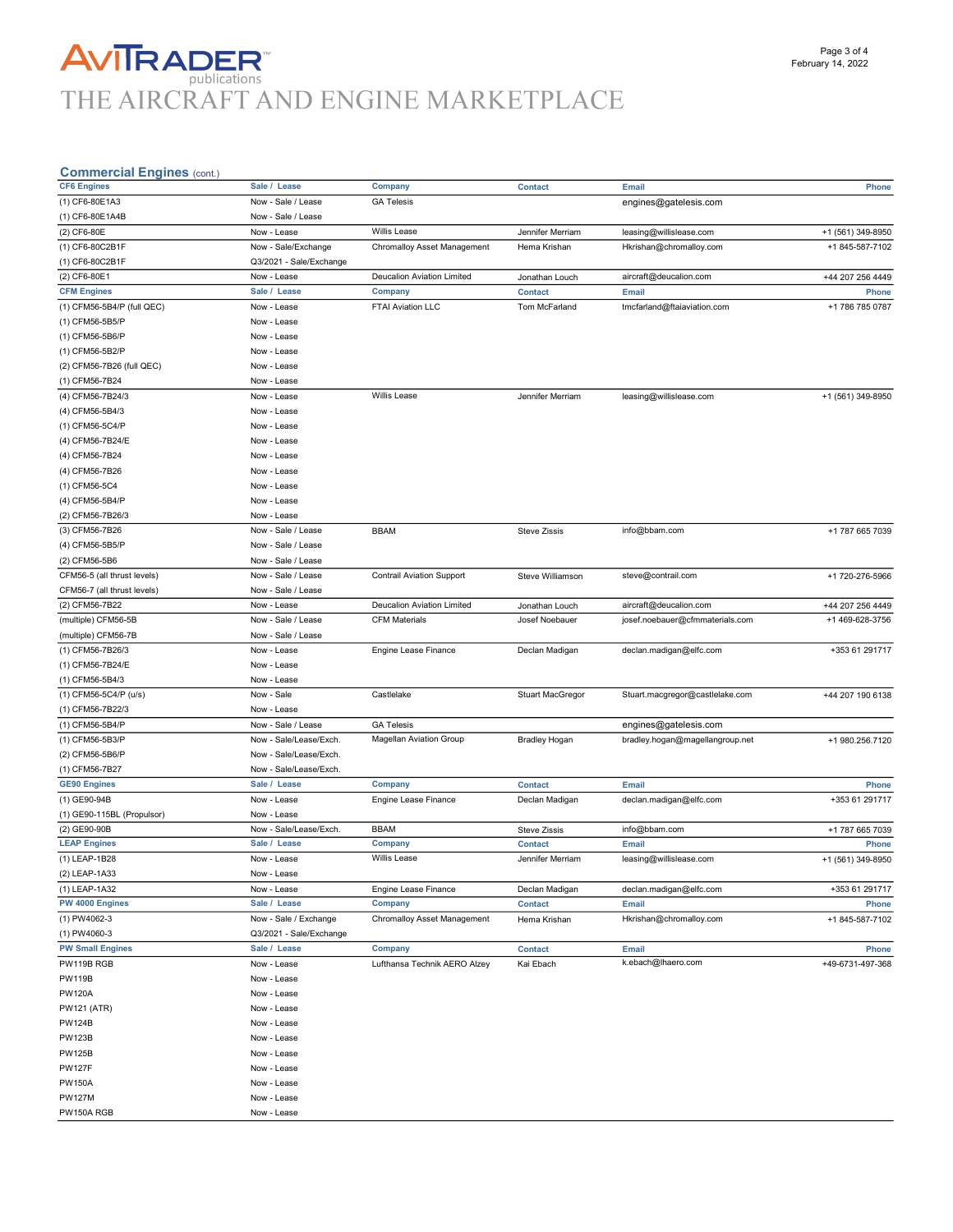## Commercial Engines (cont.)

| CF6 Engines | Sale / Lease | Company | Contact | Email | Phone |
|---|---|---|---|---|---|
| (1) CF6-80E1A3 | Now - Sale / Lease | GA Telesis | | engines@gatelesis.com | |
| (1) CF6-80E1A4B | Now - Sale / Lease | | | | |
| (2) CF6-80E | Now - Lease | Willis Lease | Jennifer Merriam | leasing@willislease.com | +1 (561) 349-8950 |
| (1) CF6-80C2B1F | Now - Sale/Exchange | Chromalloy Asset Management | Hema Krishan | Hkrishan@chromalloy.com | +1 845-587-7102 |
| (1) CF6-80C2B1F | Q3/2021 - Sale/Exchange | | | | |
| (2) CF6-80E1 | Now - Lease | Deucalion Aviation Limited | Jonathan Louch | aircraft@deucalion.com | +44 207 256 4449 |
| **CFM Engines** | **Sale / Lease** | **Company** | **Contact** | **Email** | **Phone** |
| (1) CFM56-5B4/P (full QEC) | Now - Lease | FTAI Aviation LLC | Tom McFarland | tmcfarland@ftaiaviation.com | +1 786 785 0787 |
| (1) CFM56-5B5/P | Now - Lease | | | | |
| (1) CFM56-5B6/P | Now - Lease | | | | |
| (1) CFM56-5B2/P | Now - Lease | | | | |
| (2) CFM56-7B26 (full QEC) | Now - Lease | | | | |
| (1) CFM56-7B24 | Now - Lease | | | | |
| (4) CFM56-7B24/3 | Now - Lease | Willis Lease | Jennifer Merriam | leasing@willislease.com | +1 (561) 349-8950 |
| (4) CFM56-5B4/3 | Now - Lease | | | | |
| (1) CFM56-5C4/P | Now - Lease | | | | |
| (4) CFM56-7B24/E | Now - Lease | | | | |
| (4) CFM56-7B24 | Now - Lease | | | | |
| (4) CFM56-7B26 | Now - Lease | | | | |
| (1) CFM56-5C4 | Now - Lease | | | | |
| (4) CFM56-5B4/P | Now - Lease | | | | |
| (2) CFM56-7B26/3 | Now - Lease | | | | |
| (3) CFM56-7B26 | Now - Sale / Lease | BBAM | Steve Zissis | info@bbam.com | +1 787 665 7039 |
| (4) CFM56-5B5/P | Now - Sale / Lease | | | | |
| (2) CFM56-5B6 | Now - Sale / Lease | | | | |
| CFM56-5 (all thrust levels) | Now - Sale / Lease | Contrail Aviation Support | Steve Williamson | steve@contrail.com | +1 720-276-5966 |
| CFM56-7 (all thrust levels) | Now - Sale / Lease | | | | |
| (2) CFM56-7B22 | Now - Lease | Deucalion Aviation Limited | Jonathan Louch | aircraft@deucalion.com | +44 207 256 4449 |
| (multiple) CFM56-5B | Now - Sale / Lease | CFM Materials | Josef Noebauer | josef.noebauer@cfmmaterials.com | +1 469-628-3756 |
| (multiple) CFM56-7B | Now - Sale / Lease | | | | |
| (1) CFM56-7B26/3 | Now - Lease | Engine Lease Finance | Declan Madigan | declan.madigan@elfc.com | +353 61 291717 |
| (1) CFM56-7B24/E | Now - Lease | | | | |
| (1) CFM56-5B4/3 | Now - Lease | | | | |
| (1) CFM56-5C4/P (u/s) | Now - Sale | Castlelake | Stuart MacGregor | Stuart.macgregor@castlelake.com | +44 207 190 6138 |
| (1) CFM56-7B22/3 | Now - Lease | | | | |
| (1) CFM56-5B4/P | Now - Sale / Lease | GA Telesis | | engines@gatelesis.com | |
| (1) CFM56-5B3/P | Now - Sale/Lease/Exch. | Magellan Aviation Group | Bradley Hogan | bradley.hogan@magellangroup.net | +1 980.256.7120 |
| (2) CFM56-5B6/P | Now - Sale/Lease/Exch. | | | | |
| (1) CFM56-7B27 | Now - Sale/Lease/Exch. | | | | |
| **GE90 Engines** | **Sale / Lease** | **Company** | **Contact** | **Email** | **Phone** |
| (1) GE90-94B | Now - Lease | Engine Lease Finance | Declan Madigan | declan.madigan@elfc.com | +353 61 291717 |
| (1) GE90-115BL (Propulsor) | Now - Lease | | | | |
| (2) GE90-90B | Now - Sale/Lease/Exch. | BBAM | Steve Zissis | info@bbam.com | +1 787 665 7039 |
| **LEAP Engines** | **Sale / Lease** | **Company** | **Contact** | **Email** | **Phone** |
| (1) LEAP-1B28 | Now - Lease | Willis Lease | Jennifer Merriam | leasing@willislease.com | +1 (561) 349-8950 |
| (2) LEAP-1A33 | Now - Lease | | | | |
| (1) LEAP-1A32 | Now - Lease | Engine Lease Finance | Declan Madigan | declan.madigan@elfc.com | +353 61 291717 |
| **PW 4000 Engines** | **Sale / Lease** | **Company** | **Contact** | **Email** | **Phone** |
| (1) PW4062-3 | Now - Sale / Exchange | Chromalloy Asset Management | Hema Krishan | Hkrishan@chromalloy.com | +1 845-587-7102 |
| (1) PW4060-3 | Q3/2021 - Sale/Exchange | | | | |
| **PW Small Engines** | **Sale / Lease** | **Company** | **Contact** | **Email** | **Phone** |
| PW119B RGB | Now - Lease | Lufthansa Technik AERO Alzey | Kai Ebach | k.ebach@lhaero.com | +49-6731-497-368 |
| PW119B | Now - Lease | | | | |
| PW120A | Now - Lease | | | | |
| PW121 (ATR) | Now - Lease | | | | |
| PW124B | Now - Lease | | | | |
| PW123B | Now - Lease | | | | |
| PW125B | Now - Lease | | | | |
| PW127F | Now - Lease | | | | |
| PW150A | Now - Lease | | | | |
| PW127M | Now - Lease | | | | |
| PW150A RGB | Now - Lease | | | | |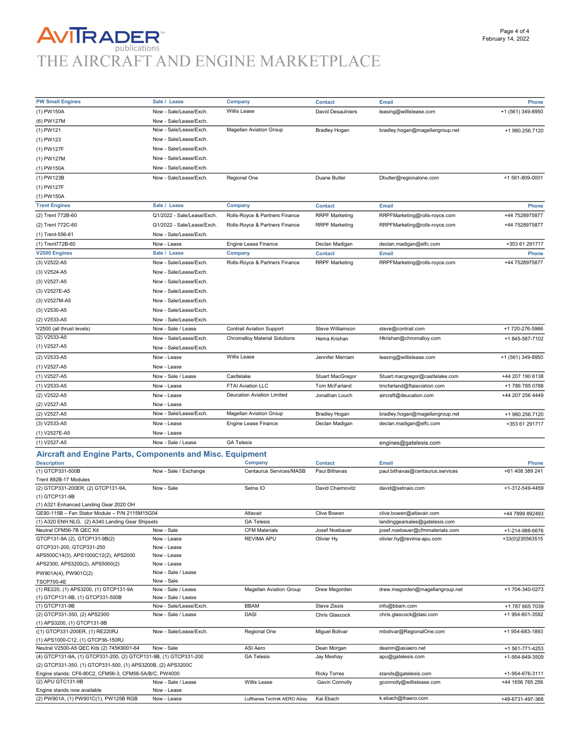| PW Small Engines | Sale / Lease | Company | Contact | Email | Phone |
|---|---|---|---|---|---|
| (1) PW150A | Now - Sale/Lease/Exch. | Willis Lease | David Desaulniers | leasing@willislease.com | +1 (561) 349-8950 |
| (6) PW127M | Now - Sale/Lease/Exch. | | | | |
| (1) PW121 | Now - Sale/Lease/Exch. | Magellan Aviation Group | Bradley Hogan | bradley.hogan@magellangroup.net | +1 980.256.7120 |
| (1) PW123 | Now - Sale/Lease/Exch. | | | | |
| (1) PW127F | Now - Sale/Lease/Exch. | | | | |
| (1) PW127M | Now - Sale/Lease/Exch. | | | | |
| (1) PW150A | Now - Sale/Lease/Exch. | | | | |
| (1) PW123B | Now - Sale/Lease/Exch. | Regional One | Duane Butler | Dbutler@regionalone.com | +1 561-809-0001 |
| (1) PW127F | | | | | |
| (1) PW150A | | | | | |

| Trent Engines | Sale / Lease | Company | Contact | Email | Phone |
|---|---|---|---|---|---|
| (2) Trent 772B-60 | Q1/2022 - Sale/Lease/Exch. | Rolls-Royce & Partners Finance | RRPF Marketing | RRPFMarketing@rolls-royce.com | +44 7528975877 |
| (2) Trent 772C-60 | Q1/2022 - Sale/Lease/Exch. | Rolls-Royce & Partners Finance | RRPF Marketing | RRPFMarketing@rolls-royce.com | +44 7528975877 |
| (1) Trent-556-61 | Now - Sale/Lease/Exch. | | | | |
| (1) Trent772B-60 | Now - Lease | Engine Lease Finance | Declan Madigan | declan.madigan@elfc.com | +353 61 291717 |

| V2500 Engines | Sale / Lease | Company | Contact | Email | Phone |
|---|---|---|---|---|---|
| (3) V2522-A5 | Now - Sale/Lease/Exch. | Rolls-Royce & Partners Finance | RRPF Marketing | RRPFMarketing@rolls-royce.com | +44 7528975877 |
| (3) V2524-A5 | Now - Sale/Lease/Exch. | | | | |
| (3) V2527-A5 | Now - Sale/Lease/Exch. | | | | |
| (3) V2527E-A5 | Now - Sale/Lease/Exch. | | | | |
| (3) V2527M-A5 | Now - Sale/Lease/Exch. | | | | |
| (3) V2530-A5 | Now - Sale/Lease/Exch. | | | | |
| (2) V2533-A5 | Now - Sale/Lease/Exch. | | | | |
| V2500 (all thrust levels) | Now - Sale / Lease | Contrail Aviation Support | Steve Williamson | steve@contrail.com | +1 720-276-5966 |
| (2) V2533-A5 | Now - Sale/Lease/Exch. | Chromalloy Material Solutions | Hema Krishan | Hkrishan@chromalloy.com | +1 845-587-7102 |
| (1) V2527-A5 | Now - Sale/Lease/Exch. | | | | |
| (2) V2533-A5 | Now - Lease | Willis Lease | Jennifer Merriam | leasing@willislease.com | +1 (561) 349-8950 |
| (1) V2527-A5 | Now - Lease | | | | |
| (1) V2527-A5 | Now - Sale / Lease | Castlelake | Stuart MacGregor | Stuart.macgregor@castlelake.com | +44 207 190 6138 |
| (1) V2533-A5 | Now - Lease | FTAI Aviation LLC | Tom McFarland | tmcfarland@ftaiaviation.com | +1 786 785 0788 |
| (2) V2522-A5 | Now - Lease | Deucalion Aviation Limited | Jonathan Louch | aircraft@deucalion.com | +44 207 256 4449 |
| (2) V2527-A5 | Now - Lease | | | | |
| (2) V2527-A5 | Now - Sale/Lease/Exch. | Magellan Aviation Group | Bradley Hogan | bradley.hogan@magellangroup.net | +1 980.256.7120 |
| (3) V2533-A5 | Now - Lease | Engine Lease Finance | Declan Madigan | declan.madigan@elfc.com | +353 61 291717 |
| (1) V2527E-A5 | Now - Lease | | | | |
| (1) V2527-A5 | Now - Sale / Lease | GA Telesis | | engines@gatelesis.com | |

## Aircraft and Engine Parts, Components and Misc. Equipment

| Description | | Company | Contact | Email | Phone |
|---|---|---|---|---|---|
| (1) GTCP331-500B | Now - Sale / Exchange | Centaurus Services/MASB | Paul Bithavas | paul.bithavas@centaurus.services | +61 408 389 241 |
| Trent 892B-17 Modules | | | | | |
| (2) GTCP331-200ER, (2) GTCP131-9A, | Now - Sale | Setna IO | David Chaimovitz | david@setnaio.com | +1-312-549-4459 |
| (1) GTCP131-9B | | | | | |
| (1) A321 Enhanced Landing Gear 2020 OH | | | | | |
| GE90-115B – Fan Stator Module – P/N 2115M15G04 | | Altavair | Clive Bowen | clive.bowen@altavair.com | +44 7899 892493 |
| (1) A320 ENH NLG, (2) A340 Landing Gear Shipsets | | GA Telesis | | landinggearsales@gatelesis.com | |
| Neutral CFM56-7B QEC Kit | Now - Sale | CFM Materials | Josef Noebauer | josef.noebauer@cfmmaterials.com | +1-214-988-6676 |
| GTCP131-9A (2), GTCP131-9B(2) | Now - Lease | REVIMA APU | Olivier Hy | olivier.hy@revima-apu.com | +33(0)235563515 |
| GTCP331-200, GTCP331-250 | Now - Lease | | | | |
| APS500C14(3), APS1000C12(2), APS2000 | Now - Lease | | | | |
| APS2300, APS3200(2), APS5000(2) | Now - Lease | | | | |
| PW901A(4), PW901C(2) | Now - Sale / Lease | | | | |
| TSCP700-4E | Now - Sale | | | | |
| (1) RE220, (1) APS3200, (1) GTCP131-9A | Now - Sale / Lease | Magellan Aviation Group | Drew Megorden | drew.megorden@magellangroup.net | +1 704-340-0273 |
| (1) GTCP131-9B, (1) GTCP331-500B | Now - Sale / Lease | | | | |
| (1) GTCP131-9B | Now - Sale/Lease/Exch. | BBAM | Steve Zissis | info@bbam.com | +1 787 665 7039 |
| (2) GTCP331-350, (2) APS2300 | Now - Sale / Lease | DASI | Chris Glascock | chris.glascock@dasi.com | +1 954-801-3592 |
| (1) APS3200, (1) GTCP131-9B | | | | | |
| ((1) GTCP331-200ER, (1) RE220RJ | Now - Sale/Lease/Exch. | Regional One | Miguel Bolivar | mbolivar@RegionalOne.com | +1 954-683-1893 |
| (1) APS1000-C12, (1) GTCP36-150RJ | | | | | |
| Neutral V2500-A5 QEC Kits (2) 745K9001-64 | Now - Sale | ASI Aero | Dean Morgan | deanm@asiaero.net | +1 561-771-4253 |
| (4) GTCP131-9A, (1) GTCP331-200, (2) GTCP131-9B, (1) GTCP331-200 | | GA Telesis | Jay Meshay | apu@gatelesis.com | +1-954-849-3509 |
| (2) GTCP331-350, (1) GTCP331-500, (1) APS3200B, (2) APS3200C | | | | | |
| Engine stands: CF6-80C2, CFM56-3, CFM56-5A/B/C, PW4000 | | | Ricky Torres | stands@gatelesis.com | +1-954-676-3111 |
| (2) APU GTC131-9B | Now - Sale / Lease | Willis Lease | Gavin Connolly | gconnolly@willislease.com | +44 1656 765 256 |
| Engine stands now available | Now - Lease | | | | |
| (2) PW901A, (1) PW901C(1), PW125B RGB | Now - Lease | Lufthansa Technik AERO Alzey | Kai Ebach | k.ebach@lhaero.com | +49-6731-497-368 |